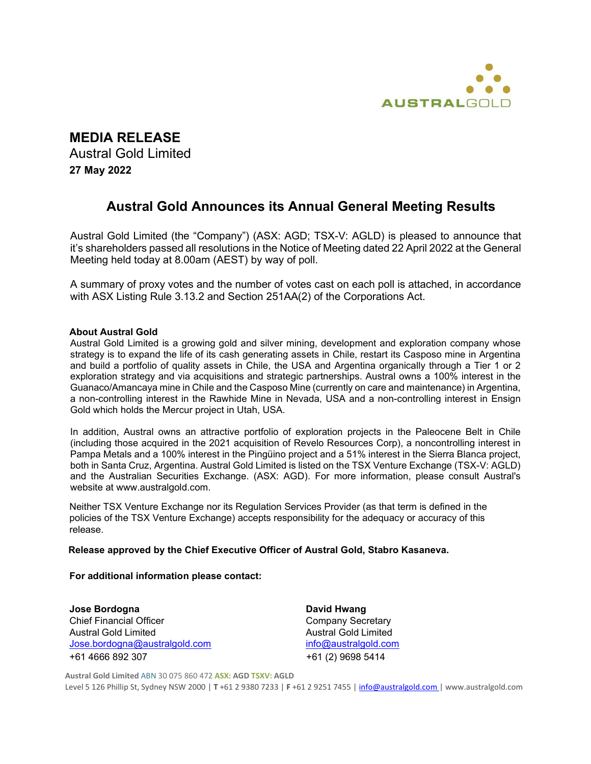# MEDIA RELEASE

Austral Gold Limited

**27 May 2022**

## Austral Gold Announces its Annual General Meeting Results

Austral Gold Limited (the "Company") (ASX: AGD; TSX-V: AGLD) is pleased to announce that it's shareholders passed all resolutions in the Notice of Meeting dated 22 April 2022 at the General Meeting held today at 8.00am (AEST) by way of poll.

A summary of proxy votes and the number of votes cast on each poll is attached, in accordance with ASX Listing Rule 3.13.2 and Section 251AA(2) of the Corporations Act.

**About Austral Gold**

Austral Gold Limited is a growing gold and silver mining, development and exploration company whose strategy is to expand the life of its cash generating assets in Chile, restart its Casposo mine in Argentina and build a portfolio of quality assets in Chile, the USA and Argentina organically through a Tier 1 or 2 exploration strategy and via acquisitions and strategic partnerships. Austral owns a 100% interest in the Guanaco/Amancaya mine in Chile and the Casposo Mine (currently on care and maintenance) in Argentina, a non-controlling interest in the Rawhide Mine in Nevada, USA and a non-controlling interest in Ensign Gold which holds the Mercur project in Utah, USA.

In addition, Austral owns an attractive portfolio of exploration projects in the Paleocene Belt in Chile (including those acquired in the 2021 acquisition of Revelo Resources Corp), a noncontrolling interest in Pampa Metals and a 100% interest in the Pingüino project and a 51% interest in the Sierra Blanca project, both in Santa Cruz, Argentina. Austral Gold Limited is listed on the TSX Venture Exchange (TSX-V: AGLD) and the Australian Securities Exchange. (ASX: AGD). For more information, please consult Austral's website at www.australgold.com.

Neither TSX Venture Exchange nor its Regulation Services Provider (as that term is defined in the policies of the TSX Venture Exchange) accepts responsibility for the adequacy or accuracy of this release.

**Release approved by the Chief Executive Officer of Austral Gold, Stabro Kasaneva.**

**For additional information please contact:**

**Jose Bordogna**
Chief Financial Officer
Austral Gold Limited
Jose.bordogna@australgold.com
+61 4666 892 307

**David Hwang**
Company Secretary
Austral Gold Limited
info@australgold.com
+61 (2) 9698 5414

**Austral Gold Limited** ABN 30 075 860 472 **ASX: AGD TSXV: AGLD**
Level 5 126 Phillip St, Sydney NSW 2000 | **T** +61 2 9380 7233 | **F** +61 2 9251 7455 | info@australgold.com | www.australgold.com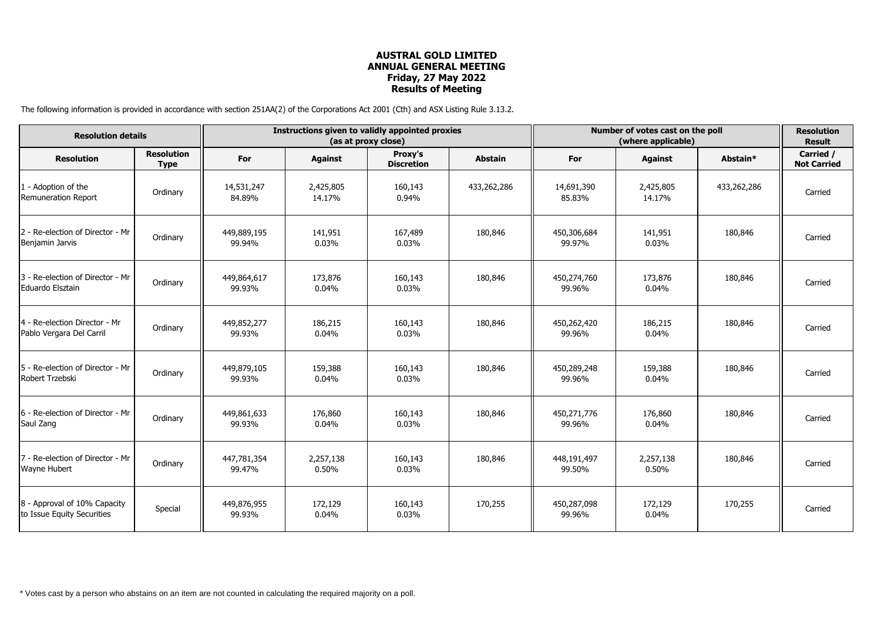**AUSTRAL GOLD LIMITED**
**ANNUAL GENERAL MEETING**
**Friday, 27 May 2022**
**Results of Meeting**

The following information is provided in accordance with section 251AA(2) of the Corporations Act 2001 (Cth) and ASX Listing Rule 3.13.2.

| Resolution details | | Instructions given to validly appointed proxies (as at proxy close) | | | | Number of votes cast on the poll (where applicable) | | | Resolution Result |
|---|---|---|---|---|---|---|---|---|---|
| **Resolution** | **Resolution Type** | **For** | **Against** | **Proxy's Discretion** | **Abstain** | **For** | **Against** | **Abstain*** | **Carried / Not Carried** |
| 1 - Adoption of the Remuneration Report | Ordinary | 14,531,247 84.89% | 2,425,805 14.17% | 160,143 0.94% | 433,262,286 | 14,691,390 85.83% | 2,425,805 14.17% | 433,262,286 | Carried |
| 2 - Re-election of Director - Mr Benjamin Jarvis | Ordinary | 449,889,195 99.94% | 141,951 0.03% | 167,489 0.03% | 180,846 | 450,306,684 99.97% | 141,951 0.03% | 180,846 | Carried |
| 3 - Re-election of Director - Mr Eduardo Elsztain | Ordinary | 449,864,617 99.93% | 173,876 0.04% | 160,143 0.03% | 180,846 | 450,274,760 99.96% | 173,876 0.04% | 180,846 | Carried |
| 4 - Re-election Director - Mr Pablo Vergara Del Carril | Ordinary | 449,852,277 99.93% | 186,215 0.04% | 160,143 0.03% | 180,846 | 450,262,420 99.96% | 186,215 0.04% | 180,846 | Carried |
| 5 - Re-election of Director - Mr Robert Trzebski | Ordinary | 449,879,105 99.93% | 159,388 0.04% | 160,143 0.03% | 180,846 | 450,289,248 99.96% | 159,388 0.04% | 180,846 | Carried |
| 6 - Re-election of Director - Mr Saul Zang | Ordinary | 449,861,633 99.93% | 176,860 0.04% | 160,143 0.03% | 180,846 | 450,271,776 99.96% | 176,860 0.04% | 180,846 | Carried |
| 7 - Re-election of Director - Mr Wayne Hubert | Ordinary | 447,781,354 99.47% | 2,257,138 0.50% | 160,143 0.03% | 180,846 | 448,191,497 99.50% | 2,257,138 0.50% | 180,846 | Carried |
| 8 - Approval of 10% Capacity to Issue Equity Securities | Special | 449,876,955 99.93% | 172,129 0.04% | 160,143 0.03% | 170,255 | 450,287,098 99.96% | 172,129 0.04% | 170,255 | Carried |

* Votes cast by a person who abstains on an item are not counted in calculating the required majority on a poll.